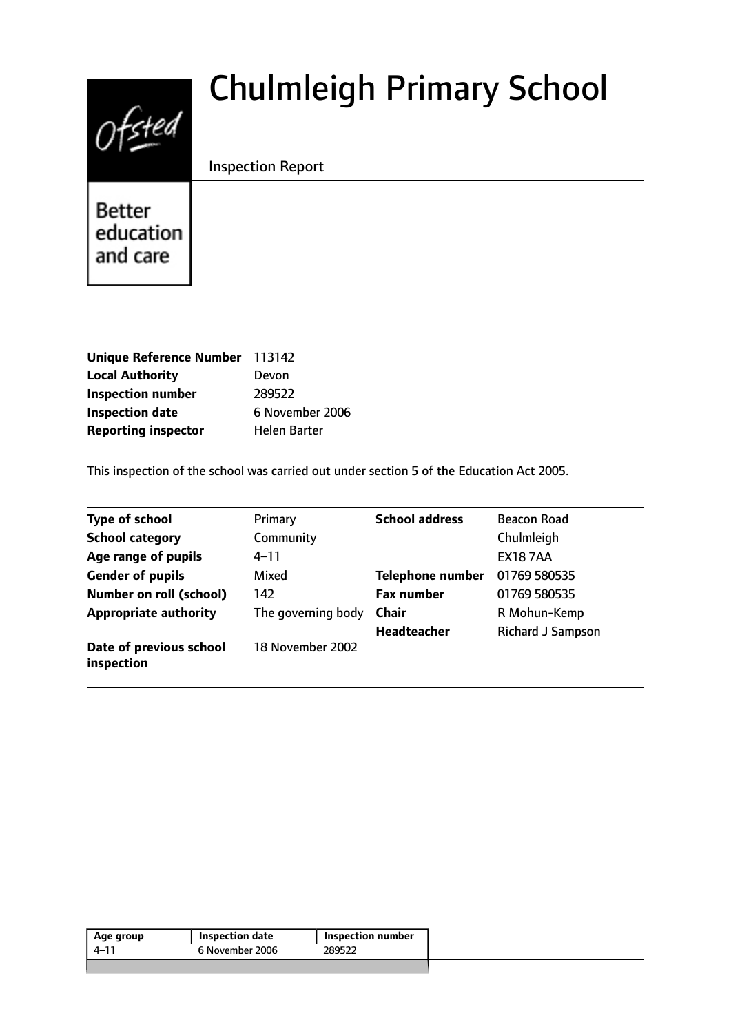# Chulmleigh Primary School

Inspection Report

Better education and care

| | |
|---|---|
| **Unique Reference Number** | 113142 |
| **Local Authority** | Devon |
| **Inspection number** | 289522 |
| **Inspection date** | 6 November 2006 |
| **Reporting inspector** | Helen Barter |

This inspection of the school was carried out under section 5 of the Education Act 2005.

| | | | |
|---|---|---|---|
| **Type of school** | Primary | **School address** | Beacon Road |
| **School category** | Community | | Chulmleigh |
| **Age range of pupils** | 4–11 | | EX18 7AA |
| **Gender of pupils** | Mixed | **Telephone number** | 01769 580535 |
| **Number on roll (school)** | 142 | **Fax number** | 01769 580535 |
| **Appropriate authority** | The governing body | **Chair** | R Mohun-Kemp |
| | | **Headteacher** | Richard J Sampson |
| **Date of previous school inspection** | 18 November 2002 | | |

| Age group | Inspection date | Inspection number |
|---|---|---|
| 4–11 | 6 November 2006 | 289522 |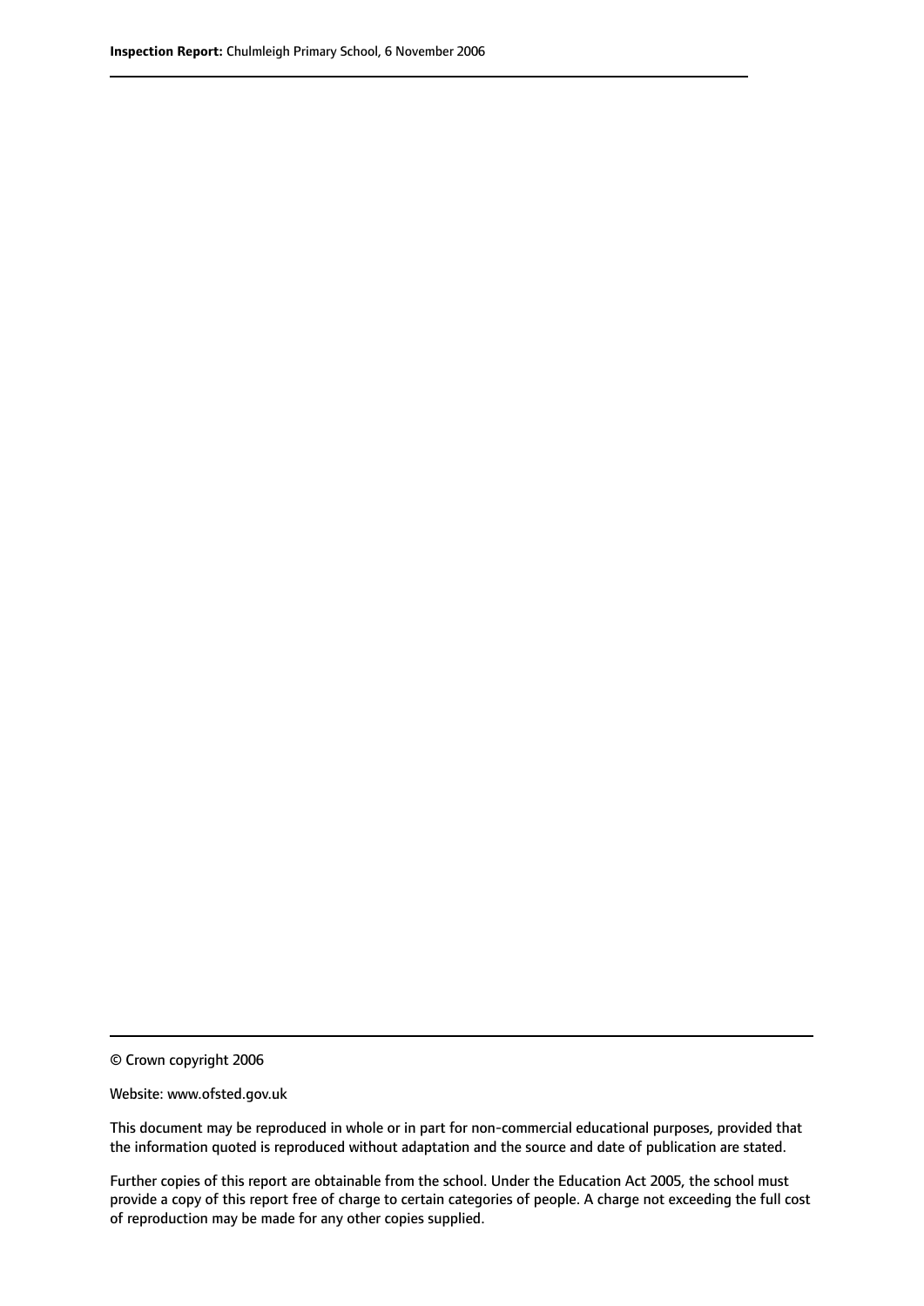© Crown copyright 2006

Website: www.ofsted.gov.uk

This document may be reproduced in whole or in part for non-commercial educational purposes, provided that the information quoted is reproduced without adaptation and the source and date of publication are stated.

Further copies of this report are obtainable from the school. Under the Education Act 2005, the school must provide a copy of this report free of charge to certain categories of people. A charge not exceeding the full cost of reproduction may be made for any other copies supplied.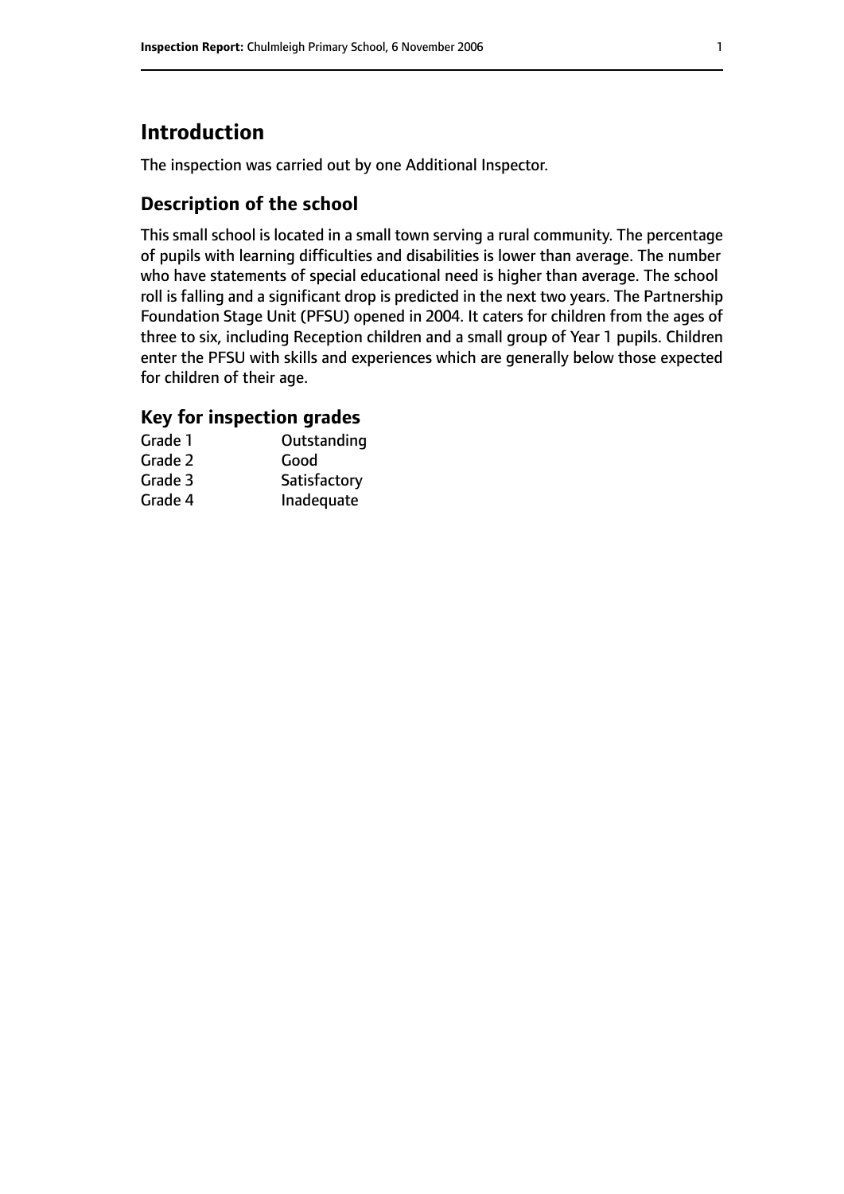# Introduction

The inspection was carried out by one Additional Inspector.

## Description of the school

This small school is located in a small town serving a rural community. The percentage of pupils with learning difficulties and disabilities is lower than average. The number who have statements of special educational need is higher than average. The school roll is falling and a significant drop is predicted in the next two years. The Partnership Foundation Stage Unit (PFSU) opened in 2004. It caters for children from the ages of three to six, including Reception children and a small group of Year 1 pupils. Children enter the PFSU with skills and experiences which are generally below those expected for children of their age.

### Key for inspection grades

| | |
|---|---|
| Grade 1 | Outstanding |
| Grade 2 | Good |
| Grade 3 | Satisfactory |
| Grade 4 | Inadequate |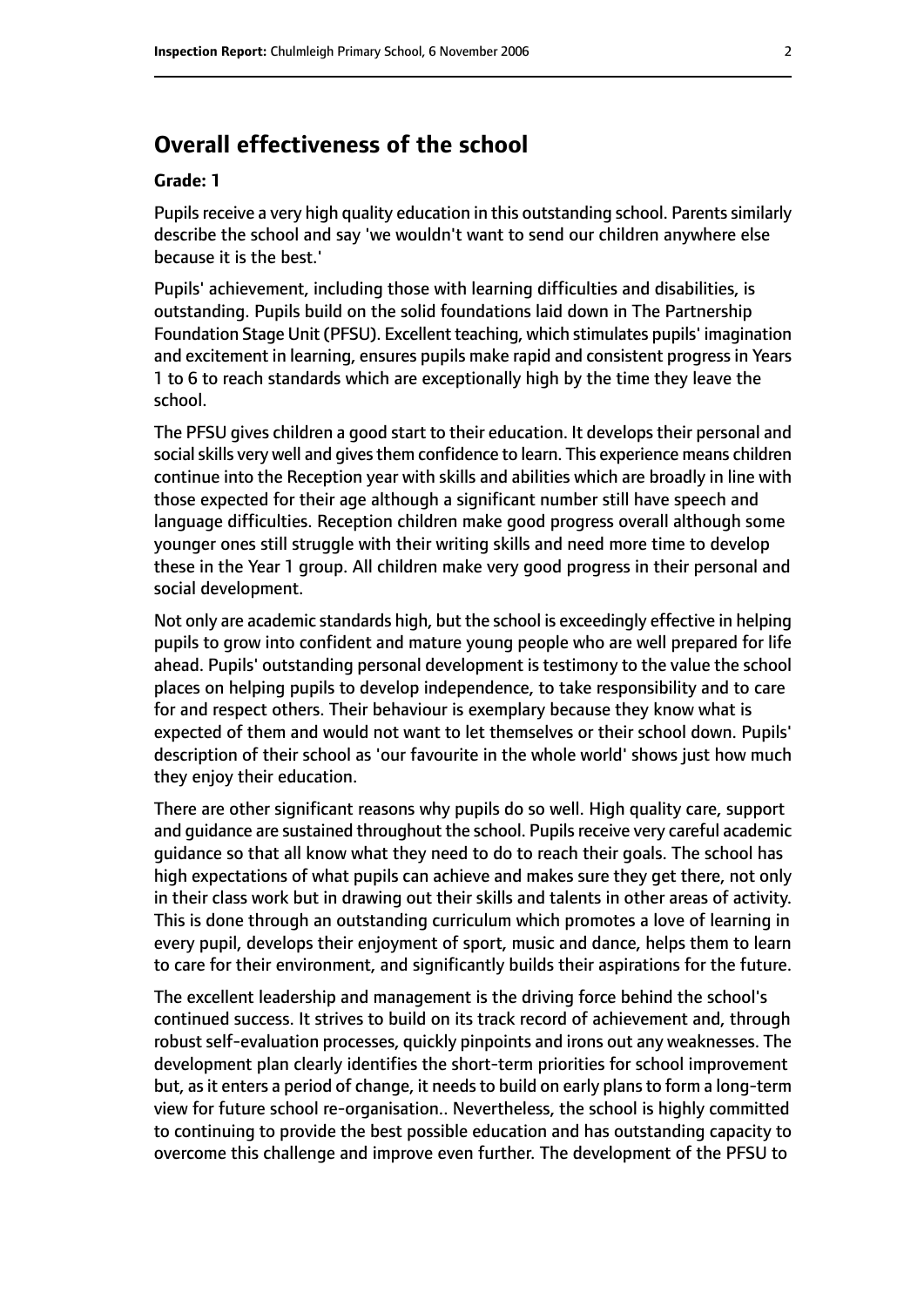## Overall effectiveness of the school

**Grade: 1**

Pupils receive a very high quality education in this outstanding school. Parents similarly describe the school and say 'we wouldn't want to send our children anywhere else because it is the best.'

Pupils' achievement, including those with learning difficulties and disabilities, is outstanding. Pupils build on the solid foundations laid down in The Partnership Foundation Stage Unit (PFSU). Excellent teaching, which stimulates pupils' imagination and excitement in learning, ensures pupils make rapid and consistent progress in Years 1 to 6 to reach standards which are exceptionally high by the time they leave the school.

The PFSU gives children a good start to their education. It develops their personal and social skills very well and gives them confidence to learn. This experience means children continue into the Reception year with skills and abilities which are broadly in line with those expected for their age although a significant number still have speech and language difficulties. Reception children make good progress overall although some younger ones still struggle with their writing skills and need more time to develop these in the Year 1 group. All children make very good progress in their personal and social development.

Not only are academic standards high, but the school is exceedingly effective in helping pupils to grow into confident and mature young people who are well prepared for life ahead. Pupils' outstanding personal development is testimony to the value the school places on helping pupils to develop independence, to take responsibility and to care for and respect others. Their behaviour is exemplary because they know what is expected of them and would not want to let themselves or their school down. Pupils' description of their school as 'our favourite in the whole world' shows just how much they enjoy their education.

There are other significant reasons why pupils do so well. High quality care, support and guidance are sustained throughout the school. Pupils receive very careful academic guidance so that all know what they need to do to reach their goals. The school has high expectations of what pupils can achieve and makes sure they get there, not only in their class work but in drawing out their skills and talents in other areas of activity. This is done through an outstanding curriculum which promotes a love of learning in every pupil, develops their enjoyment of sport, music and dance, helps them to learn to care for their environment, and significantly builds their aspirations for the future.

The excellent leadership and management is the driving force behind the school's continued success. It strives to build on its track record of achievement and, through robust self-evaluation processes, quickly pinpoints and irons out any weaknesses. The development plan clearly identifies the short-term priorities for school improvement but, as it enters a period of change, it needs to build on early plans to form a long-term view for future school re-organisation.. Nevertheless, the school is highly committed to continuing to provide the best possible education and has outstanding capacity to overcome this challenge and improve even further. The development of the PFSU to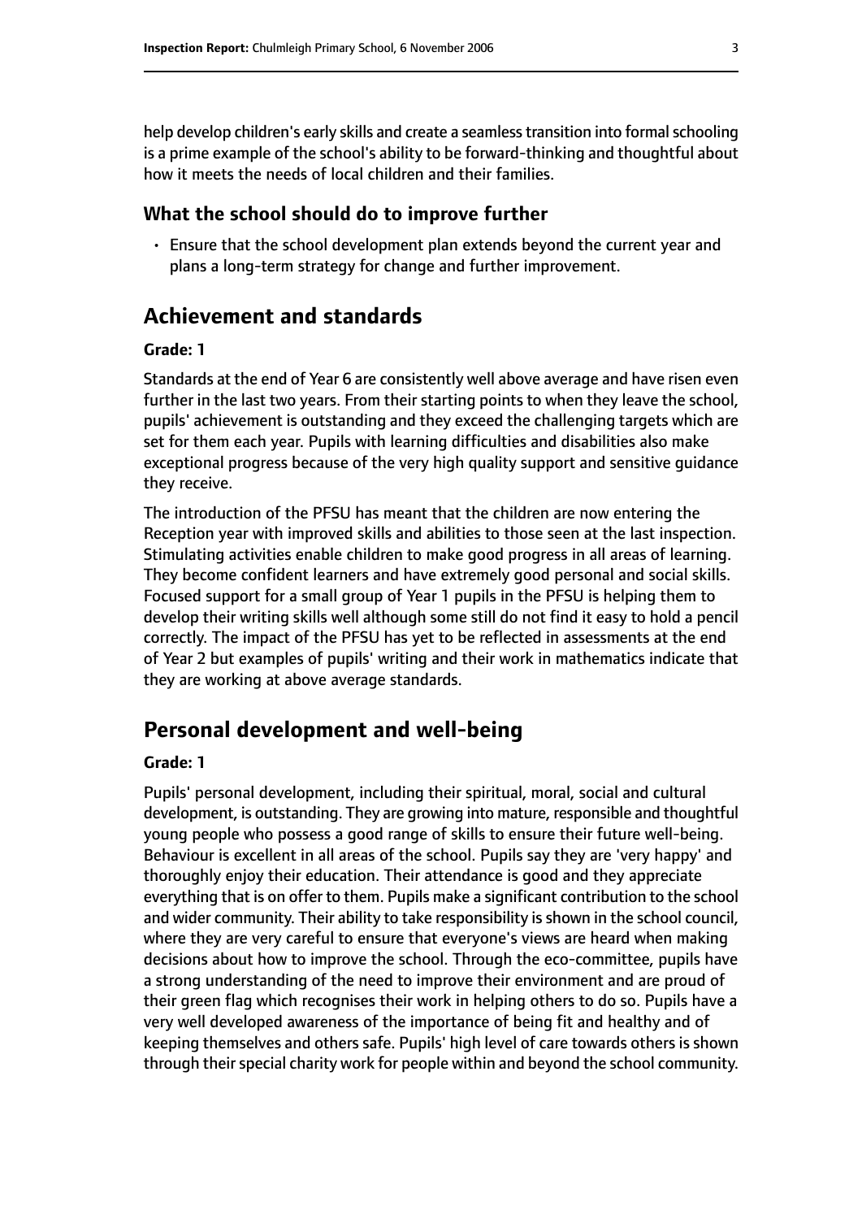help develop children's early skills and create a seamless transition into formal schooling is a prime example of the school's ability to be forward-thinking and thoughtful about how it meets the needs of local children and their families.

### What the school should do to improve further

- Ensure that the school development plan extends beyond the current year and plans a long-term strategy for change and further improvement.

## Achievement and standards

#### Grade: 1

Standards at the end of Year 6 are consistently well above average and have risen even further in the last two years. From their starting points to when they leave the school, pupils' achievement is outstanding and they exceed the challenging targets which are set for them each year. Pupils with learning difficulties and disabilities also make exceptional progress because of the very high quality support and sensitive guidance they receive.

The introduction of the PFSU has meant that the children are now entering the Reception year with improved skills and abilities to those seen at the last inspection. Stimulating activities enable children to make good progress in all areas of learning. They become confident learners and have extremely good personal and social skills. Focused support for a small group of Year 1 pupils in the PFSU is helping them to develop their writing skills well although some still do not find it easy to hold a pencil correctly. The impact of the PFSU has yet to be reflected in assessments at the end of Year 2 but examples of pupils' writing and their work in mathematics indicate that they are working at above average standards.

## Personal development and well-being

#### Grade: 1

Pupils' personal development, including their spiritual, moral, social and cultural development, is outstanding. They are growing into mature, responsible and thoughtful young people who possess a good range of skills to ensure their future well-being. Behaviour is excellent in all areas of the school. Pupils say they are 'very happy' and thoroughly enjoy their education. Their attendance is good and they appreciate everything that is on offer to them. Pupils make a significant contribution to the school and wider community. Their ability to take responsibility is shown in the school council, where they are very careful to ensure that everyone's views are heard when making decisions about how to improve the school. Through the eco-committee, pupils have a strong understanding of the need to improve their environment and are proud of their green flag which recognises their work in helping others to do so. Pupils have a very well developed awareness of the importance of being fit and healthy and of keeping themselves and others safe. Pupils' high level of care towards others is shown through their special charity work for people within and beyond the school community.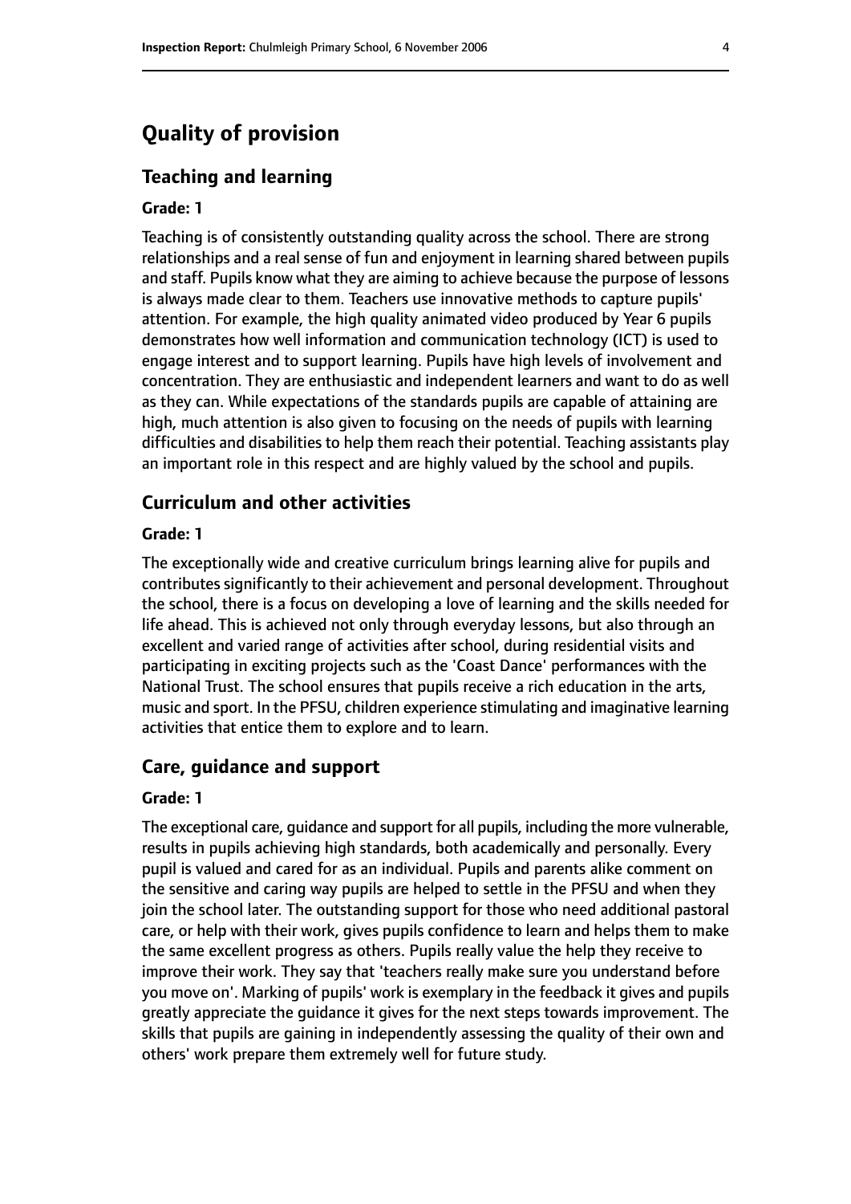# Quality of provision

## Teaching and learning

**Grade: 1**

Teaching is of consistently outstanding quality across the school. There are strong relationships and a real sense of fun and enjoyment in learning shared between pupils and staff. Pupils know what they are aiming to achieve because the purpose of lessons is always made clear to them. Teachers use innovative methods to capture pupils' attention. For example, the high quality animated video produced by Year 6 pupils demonstrates how well information and communication technology (ICT) is used to engage interest and to support learning. Pupils have high levels of involvement and concentration. They are enthusiastic and independent learners and want to do as well as they can. While expectations of the standards pupils are capable of attaining are high, much attention is also given to focusing on the needs of pupils with learning difficulties and disabilities to help them reach their potential. Teaching assistants play an important role in this respect and are highly valued by the school and pupils.

## Curriculum and other activities

**Grade: 1**

The exceptionally wide and creative curriculum brings learning alive for pupils and contributes significantly to their achievement and personal development. Throughout the school, there is a focus on developing a love of learning and the skills needed for life ahead. This is achieved not only through everyday lessons, but also through an excellent and varied range of activities after school, during residential visits and participating in exciting projects such as the 'Coast Dance' performances with the National Trust. The school ensures that pupils receive a rich education in the arts, music and sport. In the PFSU, children experience stimulating and imaginative learning activities that entice them to explore and to learn.

## Care, guidance and support

**Grade: 1**

The exceptional care, guidance and support for all pupils, including the more vulnerable, results in pupils achieving high standards, both academically and personally. Every pupil is valued and cared for as an individual. Pupils and parents alike comment on the sensitive and caring way pupils are helped to settle in the PFSU and when they join the school later. The outstanding support for those who need additional pastoral care, or help with their work, gives pupils confidence to learn and helps them to make the same excellent progress as others. Pupils really value the help they receive to improve their work. They say that 'teachers really make sure you understand before you move on'. Marking of pupils' work is exemplary in the feedback it gives and pupils greatly appreciate the guidance it gives for the next steps towards improvement. The skills that pupils are gaining in independently assessing the quality of their own and others' work prepare them extremely well for future study.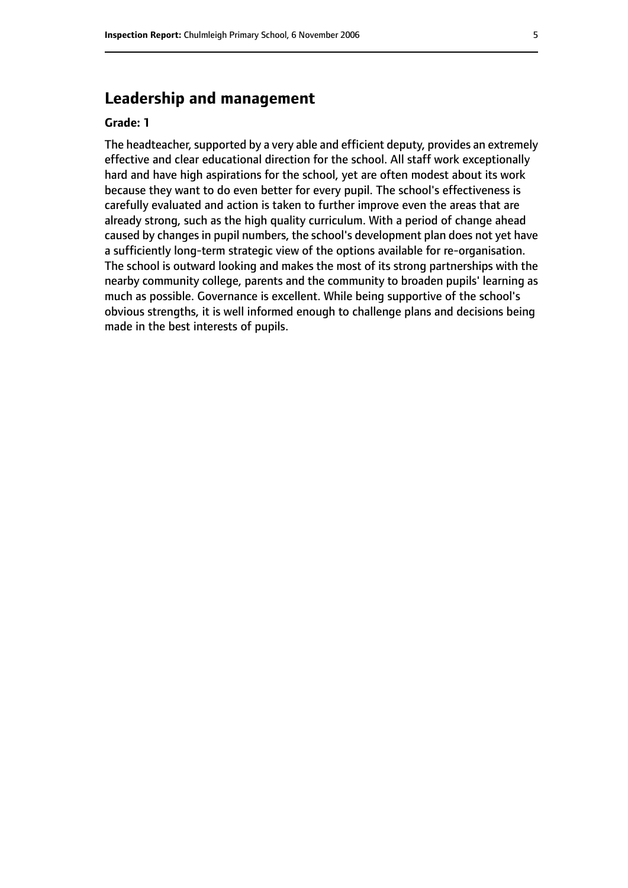## Leadership and management

**Grade: 1**

The headteacher, supported by a very able and efficient deputy, provides an extremely effective and clear educational direction for the school. All staff work exceptionally hard and have high aspirations for the school, yet are often modest about its work because they want to do even better for every pupil. The school's effectiveness is carefully evaluated and action is taken to further improve even the areas that are already strong, such as the high quality curriculum. With a period of change ahead caused by changes in pupil numbers, the school's development plan does not yet have a sufficiently long-term strategic view of the options available for re-organisation. The school is outward looking and makes the most of its strong partnerships with the nearby community college, parents and the community to broaden pupils' learning as much as possible. Governance is excellent. While being supportive of the school's obvious strengths, it is well informed enough to challenge plans and decisions being made in the best interests of pupils.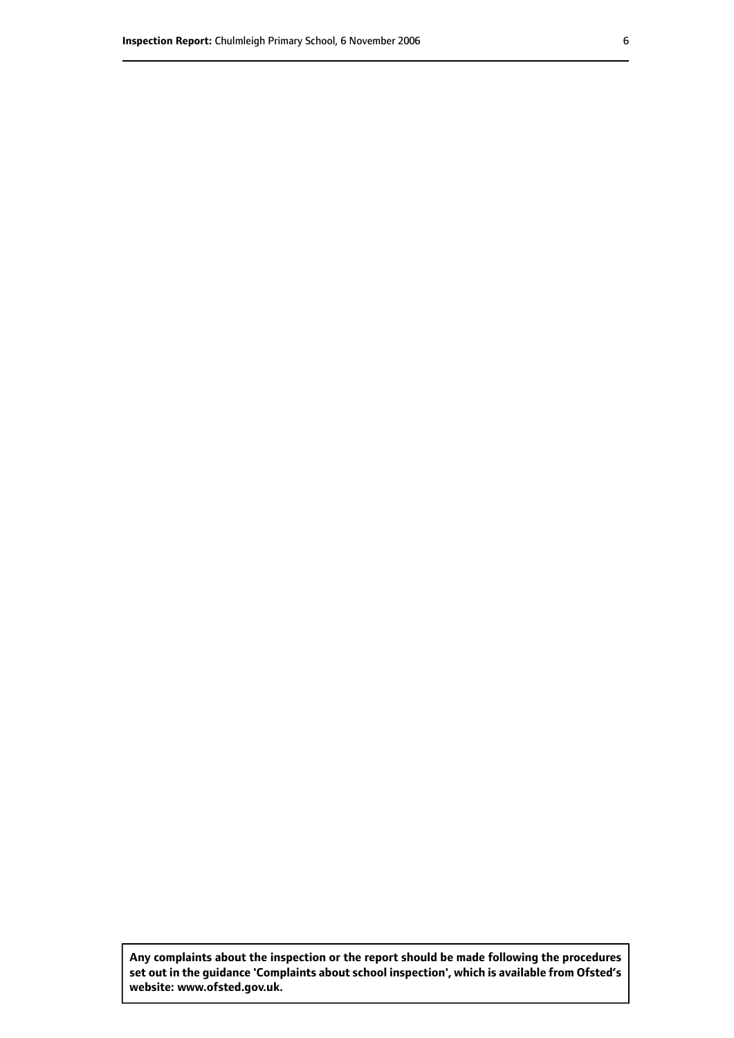**Any complaints about the inspection or the report should be made following the procedures set out in the guidance 'Complaints about school inspection', which is available from Ofsted's website: www.ofsted.gov.uk.**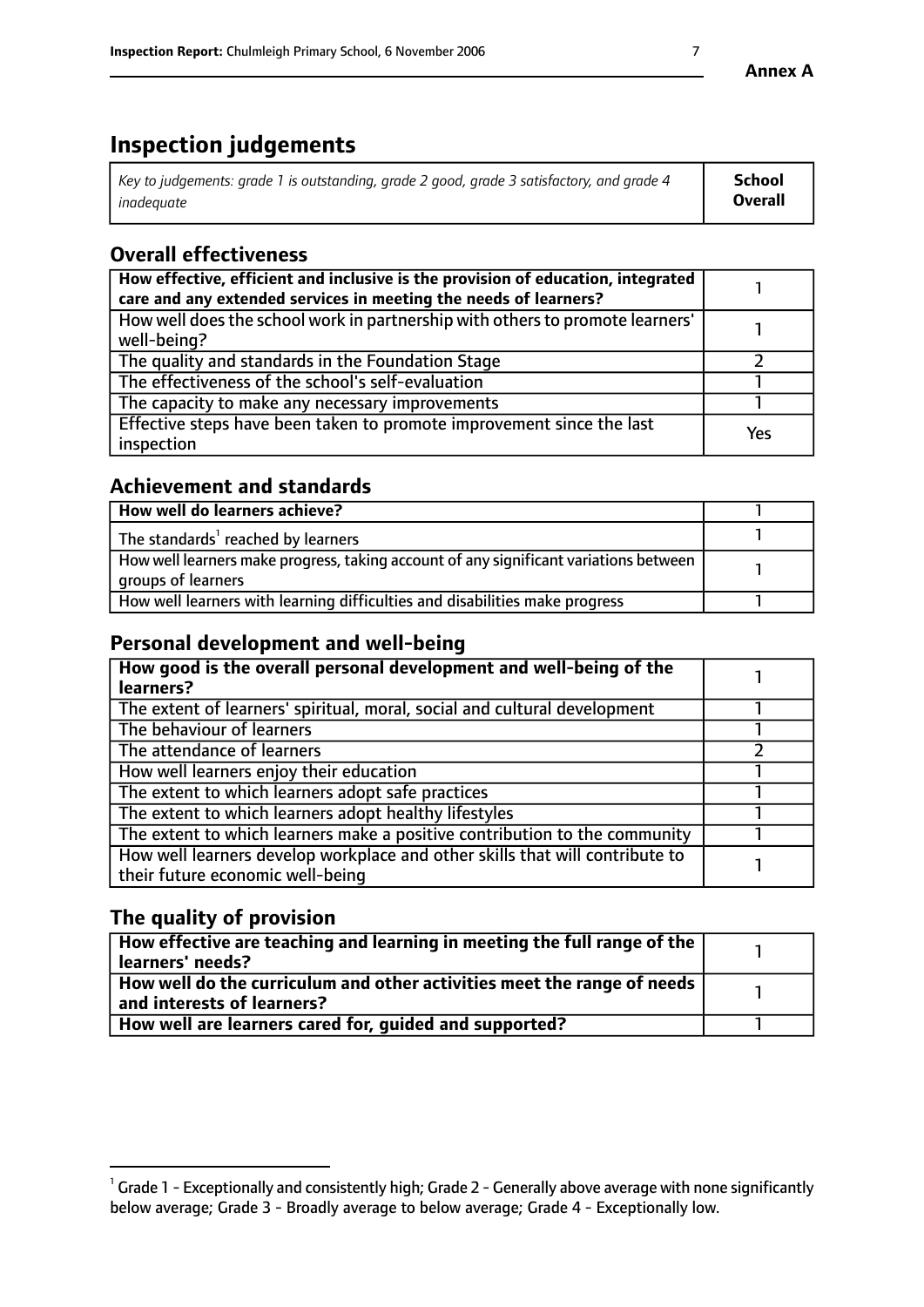**Annex A**

# Inspection judgements

| *Key to judgements: grade 1 is outstanding, grade 2 good, grade 3 satisfactory, and grade 4 inadequate* | **School Overall** |
|---|---|

## Overall effectiveness

| | |
|---|---|
| **How effective, efficient and inclusive is the provision of education, integrated care and any extended services in meeting the needs of learners?** | 1 |
| How well does the school work in partnership with others to promote learners' well-being? | 1 |
| The quality and standards in the Foundation Stage | 2 |
| The effectiveness of the school's self-evaluation | 1 |
| The capacity to make any necessary improvements | 1 |
| Effective steps have been taken to promote improvement since the last inspection | Yes |

## Achievement and standards

| | |
|---|---|
| **How well do learners achieve?** | 1 |
| The standards[1] reached by learners | 1 |
| How well learners make progress, taking account of any significant variations between groups of learners | 1 |
| How well learners with learning difficulties and disabilities make progress | 1 |

## Personal development and well-being

| | |
|---|---|
| **How good is the overall personal development and well-being of the learners?** | 1 |
| The extent of learners' spiritual, moral, social and cultural development | 1 |
| The behaviour of learners | 1 |
| The attendance of learners | 2 |
| How well learners enjoy their education | 1 |
| The extent to which learners adopt safe practices | 1 |
| The extent to which learners adopt healthy lifestyles | 1 |
| The extent to which learners make a positive contribution to the community | 1 |
| How well learners develop workplace and other skills that will contribute to their future economic well-being | 1 |

## The quality of provision

| | |
|---|---|
| **How effective are teaching and learning in meeting the full range of the learners' needs?** | 1 |
| **How well do the curriculum and other activities meet the range of needs and interests of learners?** | 1 |
| **How well are learners cared for, guided and supported?** | 1 |

[1] Grade 1 - Exceptionally and consistently high; Grade 2 - Generally above average with none significantly below average; Grade 3 - Broadly average to below average; Grade 4 - Exceptionally low.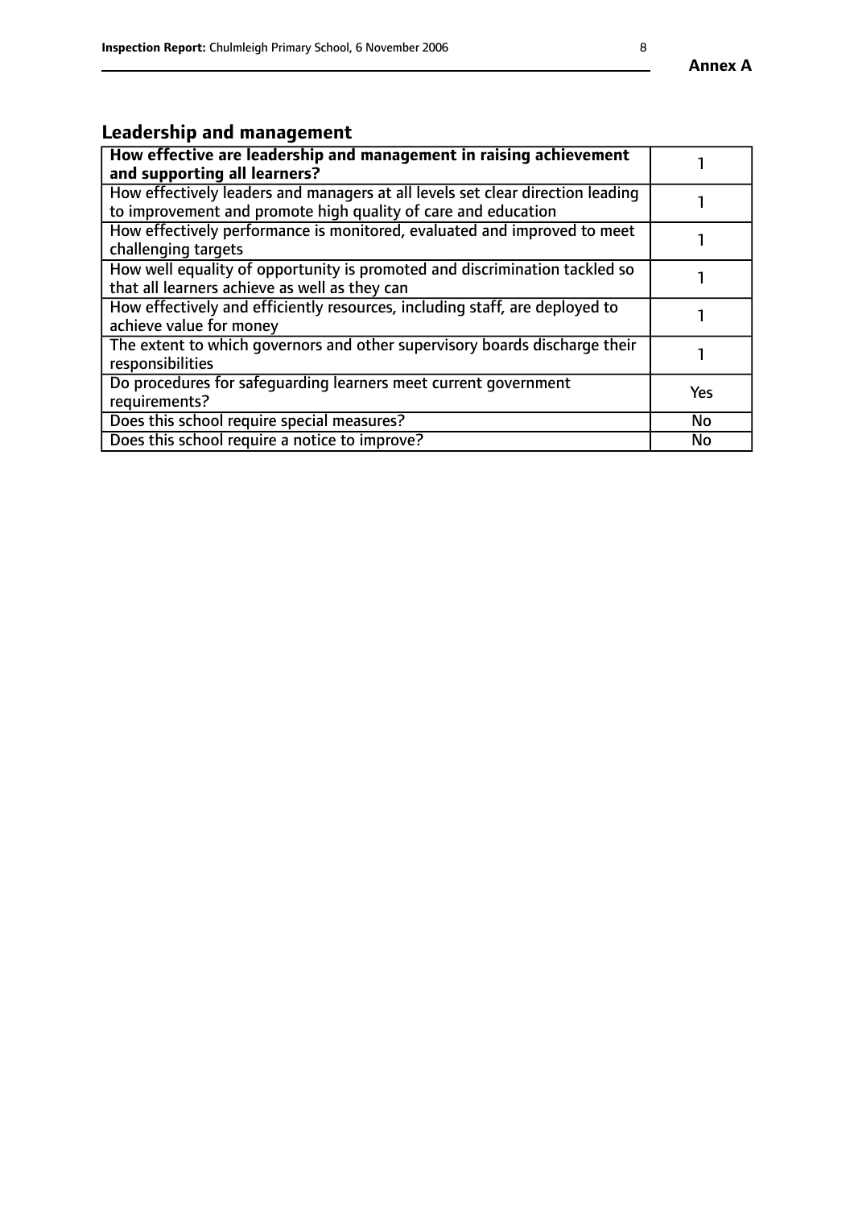## Leadership and management

| How effective are leadership and management in raising achievement and supporting all learners? | 1 |
|---|---|
| How effectively leaders and managers at all levels set clear direction leading to improvement and promote high quality of care and education | 1 |
| How effectively performance is monitored, evaluated and improved to meet challenging targets | 1 |
| How well equality of opportunity is promoted and discrimination tackled so that all learners achieve as well as they can | 1 |
| How effectively and efficiently resources, including staff, are deployed to achieve value for money | 1 |
| The extent to which governors and other supervisory boards discharge their responsibilities | 1 |
| Do procedures for safeguarding learners meet current government requirements? | Yes |
| Does this school require special measures? | No |
| Does this school require a notice to improve? | No |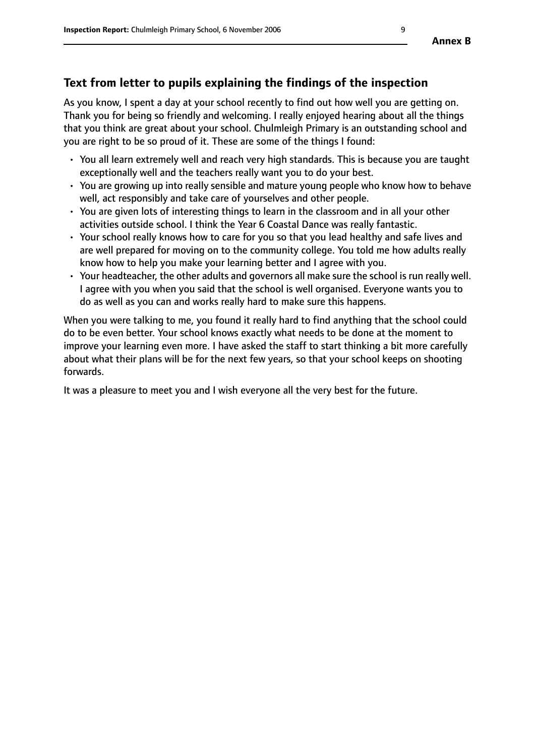## Text from letter to pupils explaining the findings of the inspection

As you know, I spent a day at your school recently to find out how well you are getting on. Thank you for being so friendly and welcoming. I really enjoyed hearing about all the things that you think are great about your school. Chulmleigh Primary is an outstanding school and you are right to be so proud of it. These are some of the things I found:

- You all learn extremely well and reach very high standards. This is because you are taught exceptionally well and the teachers really want you to do your best.
- You are growing up into really sensible and mature young people who know how to behave well, act responsibly and take care of yourselves and other people.
- You are given lots of interesting things to learn in the classroom and in all your other activities outside school. I think the Year 6 Coastal Dance was really fantastic.
- Your school really knows how to care for you so that you lead healthy and safe lives and are well prepared for moving on to the community college. You told me how adults really know how to help you make your learning better and I agree with you.
- Your headteacher, the other adults and governors all make sure the school is run really well. I agree with you when you said that the school is well organised. Everyone wants you to do as well as you can and works really hard to make sure this happens.

When you were talking to me, you found it really hard to find anything that the school could do to be even better. Your school knows exactly what needs to be done at the moment to improve your learning even more. I have asked the staff to start thinking a bit more carefully about what their plans will be for the next few years, so that your school keeps on shooting forwards.

It was a pleasure to meet you and I wish everyone all the very best for the future.